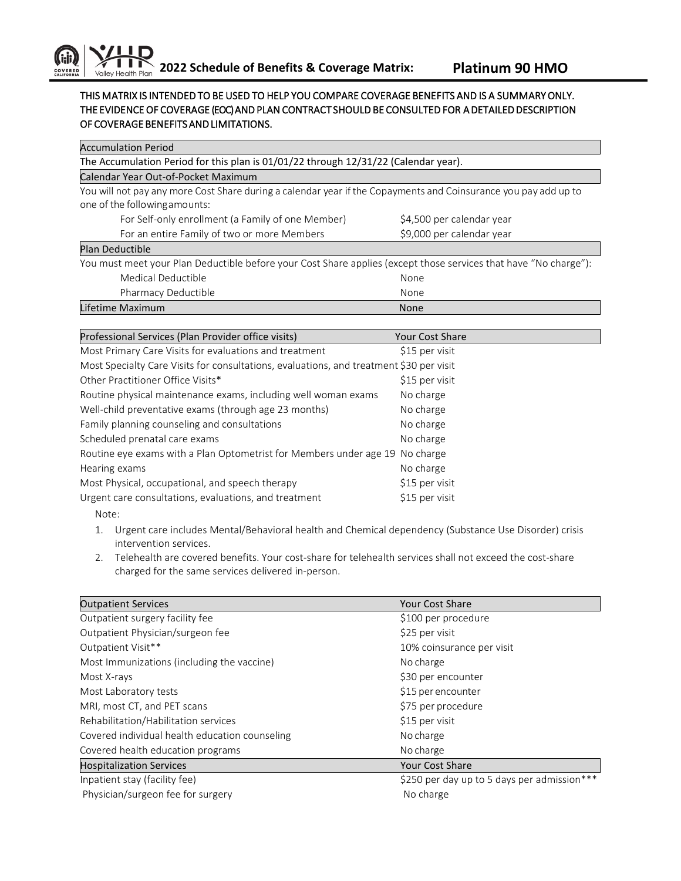# 2022 Schedule of Benefits & Coverage Matrix: Platinum 90 HMO

**THIS MATRIX IS INTENDED TO BE USED TO HELP YOU COMPARE COVERAGE BENEFITS AND IS A SUMMARY ONLY. THE EVIDENCE OF COVERAGE (EOC) AND PLAN CONTRACT SHOULD BE CONSULTED FOR A DETAILED DESCRIPTION OF COVERAGE BENEFITS AND LIMITATIONS.**

### Accumulation Period

The Accumulation Period for this plan is 01/01/22 through 12/31/22 (Calendar year).

### Calendar Year Out-of-Pocket Maximum

You will not pay any more Cost Share during a calendar year if the Copayments and Coinsurance you pay add up to one of the following amounts:

| | |
|---|---|
| For Self-only enrollment (a Family of one Member) | $4,500 per calendar year |
| For an entire Family of two or more Members | $9,000 per calendar year |

### Plan Deductible

You must meet your Plan Deductible before your Cost Share applies (except those services that have "No charge"):

| | |
|---|---|
| Medical Deductible | None |
| Pharmacy Deductible | None |
| **Lifetime Maximum** | **None** |

| Professional Services (Plan Provider office visits) | Your Cost Share |
|---|---|
| Most Primary Care Visits for evaluations and treatment | $15 per visit |
| Most Specialty Care Visits for consultations, evaluations, and treatment | $30 per visit |
| Other Practitioner Office Visits* | $15 per visit |
| Routine physical maintenance exams, including well woman exams | No charge |
| Well-child preventative exams (through age 23 months) | No charge |
| Family planning counseling and consultations | No charge |
| Scheduled prenatal care exams | No charge |
| Routine eye exams with a Plan Optometrist for Members under age 19 | No charge |
| Hearing exams | No charge |
| Most Physical, occupational, and speech therapy | $15 per visit |
| Urgent care consultations, evaluations, and treatment | $15 per visit |

Note:

1. Urgent care includes Mental/Behavioral health and Chemical dependency (Substance Use Disorder) crisis intervention services.
2. Telehealth are covered benefits. Your cost-share for telehealth services shall not exceed the cost-share charged for the same services delivered in-person.

| Outpatient Services | Your Cost Share |
|---|---|
| Outpatient surgery facility fee | $100 per procedure |
| Outpatient Physician/surgeon fee | $25 per visit |
| Outpatient Visit** | 10% coinsurance per visit |
| Most Immunizations (including the vaccine) | No charge |
| Most X-rays | $30 per encounter |
| Most Laboratory tests | $15 per encounter |
| MRI, most CT, and PET scans | $75 per procedure |
| Rehabilitation/Habilitation services | $15 per visit |
| Covered individual health education counseling | No charge |
| Covered health education programs | No charge |

| Hospitalization Services | Your Cost Share |
|---|---|
| Inpatient stay (facility fee) | $250 per day up to 5 days per admission*** |
| Physician/surgeon fee for surgery | No charge |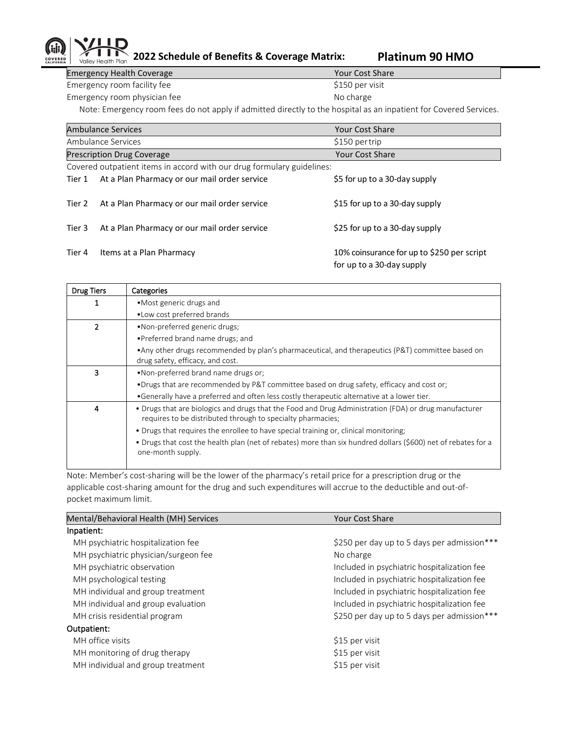## 2022 Schedule of Benefits & Coverage Matrix: Platinum 90 HMO

| Emergency Health Coverage | Your Cost Share |
|---|---|
| Emergency room facility fee | $150 per visit |
| Emergency room physician fee | No charge |

Note: Emergency room fees do not apply if admitted directly to the hospital as an inpatient for Covered Services.

| Ambulance Services | Your Cost Share |
|---|---|
| Ambulance Services | $150 per trip |

| Prescription Drug Coverage | | Your Cost Share |
|---|---|---|
| Covered outpatient items in accord with our drug formulary guidelines: | | |
| Tier 1 | At a Plan Pharmacy or our mail order service | $5 for up to a 30-day supply |
| Tier 2 | At a Plan Pharmacy or our mail order service | $15 for up to a 30-day supply |
| Tier 3 | At a Plan Pharmacy or our mail order service | $25 for up to a 30-day supply |
| Tier 4 | Items at a Plan Pharmacy | 10% coinsurance for up to $250 per script for up to a 30-day supply |

| Drug Tiers | Categories |
|---|---|
| 1 | •Most generic drugs and<br>•Low cost preferred brands |
| 2 | •Non-preferred generic drugs;<br>•Preferred brand name drugs; and<br>•Any other drugs recommended by plan's pharmaceutical, and therapeutics (P&T) committee based on drug safety, efficacy, and cost. |
| 3 | •Non-preferred brand name drugs or;<br>•Drugs that are recommended by P&T committee based on drug safety, efficacy and cost or;<br>•Generally have a preferred and often less costly therapeutic alternative at a lower tier. |
| 4 | • Drugs that are biologics and drugs that the Food and Drug Administration (FDA) or drug manufacturer requires to be distributed through to specialty pharmacies;<br>• Drugs that requires the enrollee to have special training or, clinical monitoring;<br>• Drugs that cost the health plan (net of rebates) more than six hundred dollars ($600) net of rebates for a one-month supply. |

Note: Member's cost-sharing will be the lower of the pharmacy's retail price for a prescription drug or the applicable cost-sharing amount for the drug and such expenditures will accrue to the deductible and out-of-pocket maximum limit.

| Mental/Behavioral Health (MH) Services | Your Cost Share |
|---|---|
| **Inpatient:** | |
| MH psychiatric hospitalization fee | $250 per day up to 5 days per admission*** |
| MH psychiatric physician/surgeon fee | No charge |
| MH psychiatric observation | Included in psychiatric hospitalization fee |
| MH psychological testing | Included in psychiatric hospitalization fee |
| MH individual and group treatment | Included in psychiatric hospitalization fee |
| MH individual and group evaluation | Included in psychiatric hospitalization fee |
| MH crisis residential program | $250 per day up to 5 days per admission*** |
| **Outpatient:** | |
| MH office visits | $15 per visit |
| MH monitoring of drug therapy | $15 per visit |
| MH individual and group treatment | $15 per visit |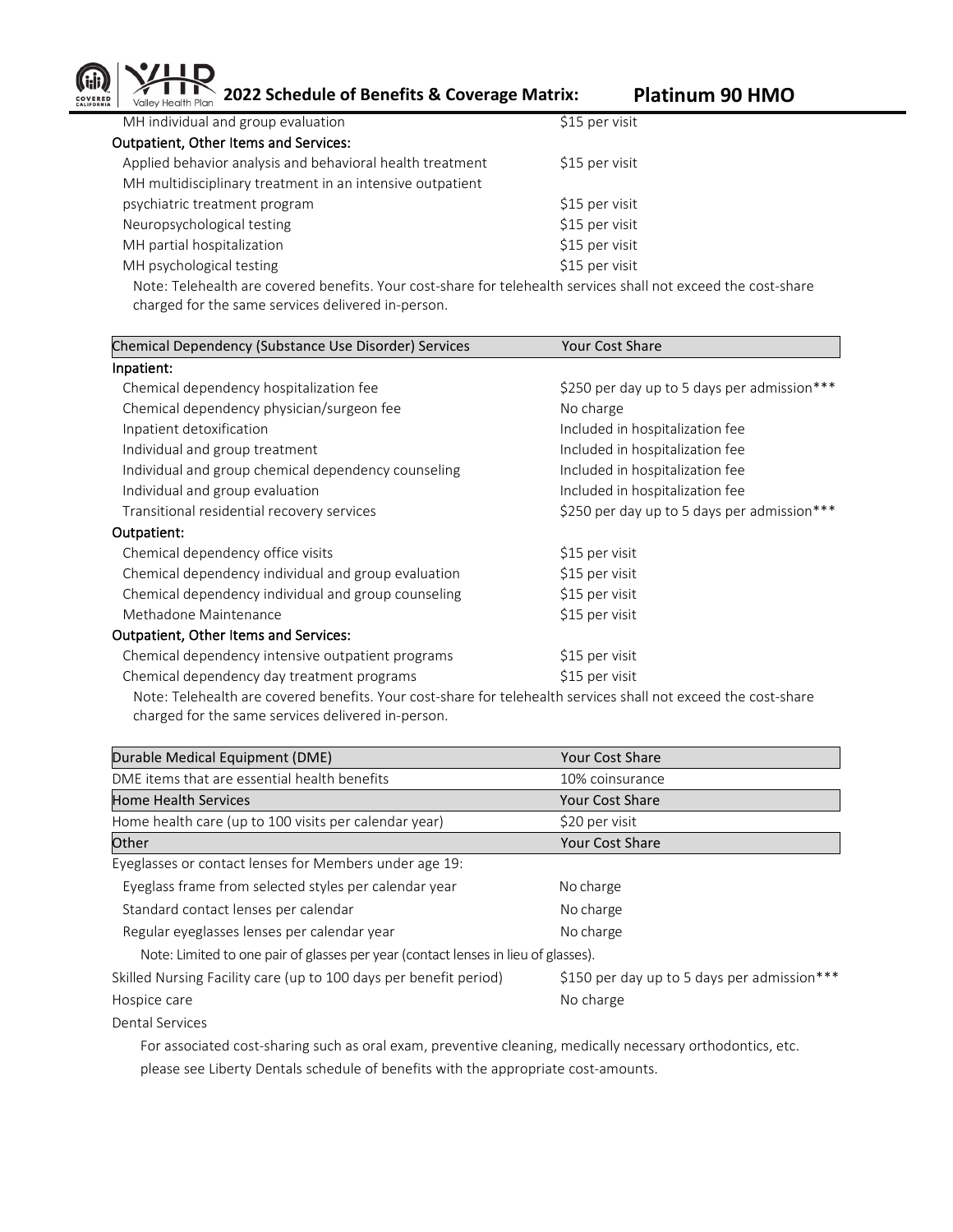| | |
|---|---|
| MH individual and group evaluation | $15 per visit |
| **Outpatient, Other Items and Services:** | |
| Applied behavior analysis and behavioral health treatment | $15 per visit |
| MH multidisciplinary treatment in an intensive outpatient psychiatric treatment program | $15 per visit |
| Neuropsychological testing | $15 per visit |
| MH partial hospitalization | $15 per visit |
| MH psychological testing | $15 per visit |

Note: Telehealth are covered benefits. Your cost-share for telehealth services shall not exceed the cost-share charged for the same services delivered in-person.

| Chemical Dependency (Substance Use Disorder) Services | Your Cost Share |
|---|---|
| **Inpatient:** | |
| Chemical dependency hospitalization fee | $250 per day up to 5 days per admission*** |
| Chemical dependency physician/surgeon fee | No charge |
| Inpatient detoxification | Included in hospitalization fee |
| Individual and group treatment | Included in hospitalization fee |
| Individual and group chemical dependency counseling | Included in hospitalization fee |
| Individual and group evaluation | Included in hospitalization fee |
| Transitional residential recovery services | $250 per day up to 5 days per admission*** |
| **Outpatient:** | |
| Chemical dependency office visits | $15 per visit |
| Chemical dependency individual and group evaluation | $15 per visit |
| Chemical dependency individual and group counseling | $15 per visit |
| Methadone Maintenance | $15 per visit |
| **Outpatient, Other Items and Services:** | |
| Chemical dependency intensive outpatient programs | $15 per visit |
| Chemical dependency day treatment programs | $15 per visit |

Note: Telehealth are covered benefits. Your cost-share for telehealth services shall not exceed the cost-share charged for the same services delivered in-person.

| Durable Medical Equipment (DME) | Your Cost Share |
|---|---|
| DME items that are essential health benefits | 10% coinsurance |

| Home Health Services | Your Cost Share |
|---|---|
| Home health care (up to 100 visits per calendar year) | $20 per visit |

| Other | Your Cost Share |
|---|---|
| Eyeglasses or contact lenses for Members under age 19: | |
| Eyeglass frame from selected styles per calendar year | No charge |
| Standard contact lenses per calendar | No charge |
| Regular eyeglasses lenses per calendar year | No charge |
| Note: Limited to one pair of glasses per year (contact lenses in lieu of glasses). | |
| Skilled Nursing Facility care (up to 100 days per benefit period) | $150 per day up to 5 days per admission*** |
| Hospice care | No charge |
| Dental Services | |

For associated cost-sharing such as oral exam, preventive cleaning, medically necessary orthodontics, etc. please see Liberty Dentals schedule of benefits with the appropriate cost-amounts.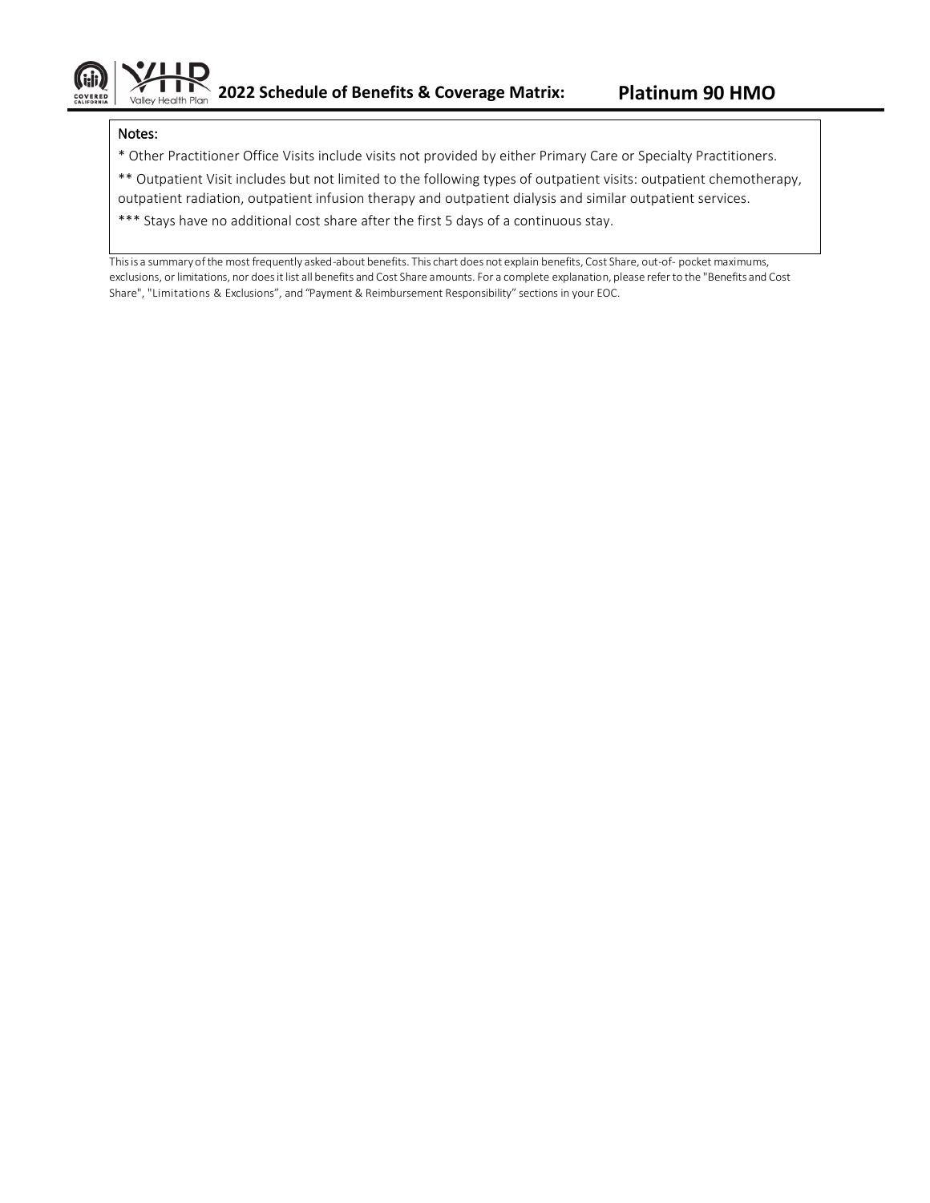Notes:

* Other Practitioner Office Visits include visits not provided by either Primary Care or Specialty Practitioners.

** Outpatient Visit includes but not limited to the following types of outpatient visits: outpatient chemotherapy, outpatient radiation, outpatient infusion therapy and outpatient dialysis and similar outpatient services.

*** Stays have no additional cost share after the first 5 days of a continuous stay.

This is a summary of the most frequently asked-about benefits. This chart does not explain benefits, Cost Share, out-of- pocket maximums, exclusions, or limitations, nor does it list all benefits and Cost Share amounts. For a complete explanation, please refer to the "Benefits and Cost Share", "Limitations & Exclusions", and "Payment & Reimbursement Responsibility" sections in your EOC.